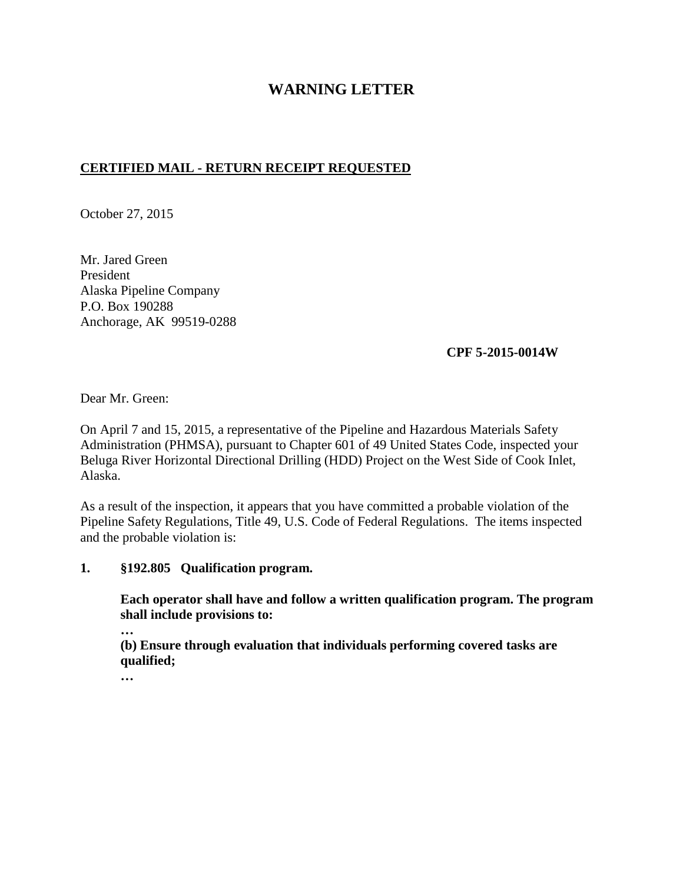# WARNING LETTER

**CERTIFIED MAIL - RETURN RECEIPT REQUESTED**

October 27, 2015

Mr. Jared Green
President
Alaska Pipeline Company
P.O. Box 190288
Anchorage, AK 99519-0288

**CPF 5-2015-0014W**

Dear Mr. Green:

On April 7 and 15, 2015, a representative of the Pipeline and Hazardous Materials Safety Administration (PHMSA), pursuant to Chapter 601 of 49 United States Code, inspected your Beluga River Horizontal Directional Drilling (HDD) Project on the West Side of Cook Inlet, Alaska.

As a result of the inspection, it appears that you have committed a probable violation of the Pipeline Safety Regulations, Title 49, U.S. Code of Federal Regulations. The items inspected and the probable violation is:

**1. §192.805 Qualification program.**

**Each operator shall have and follow a written qualification program. The program shall include provisions to:**

**…**

**(b) Ensure through evaluation that individuals performing covered tasks are qualified;**

**…**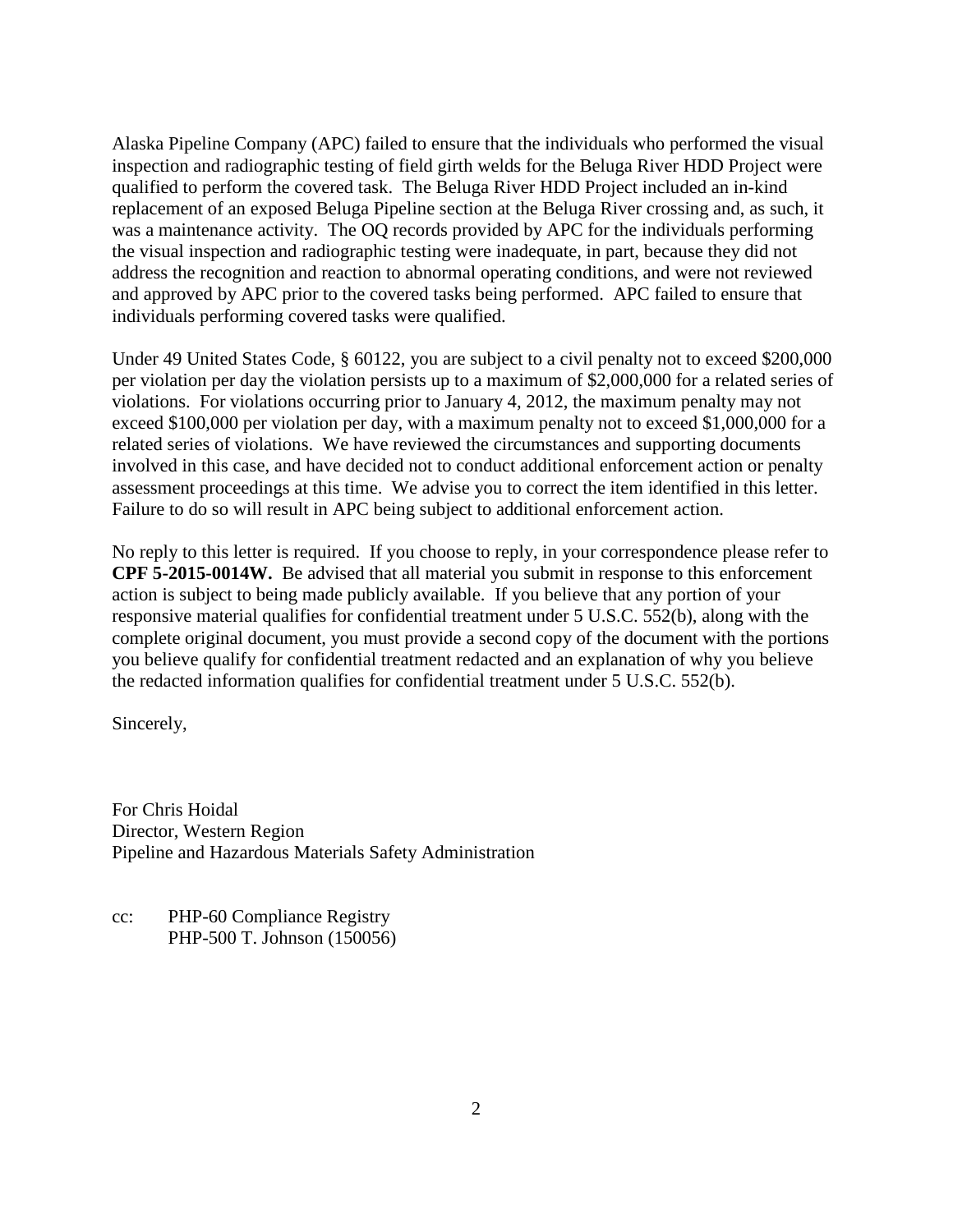Alaska Pipeline Company (APC) failed to ensure that the individuals who performed the visual inspection and radiographic testing of field girth welds for the Beluga River HDD Project were qualified to perform the covered task. The Beluga River HDD Project included an in-kind replacement of an exposed Beluga Pipeline section at the Beluga River crossing and, as such, it was a maintenance activity. The OQ records provided by APC for the individuals performing the visual inspection and radiographic testing were inadequate, in part, because they did not address the recognition and reaction to abnormal operating conditions, and were not reviewed and approved by APC prior to the covered tasks being performed. APC failed to ensure that individuals performing covered tasks were qualified.

Under 49 United States Code, § 60122, you are subject to a civil penalty not to exceed $200,000 per violation per day the violation persists up to a maximum of $2,000,000 for a related series of violations. For violations occurring prior to January 4, 2012, the maximum penalty may not exceed $100,000 per violation per day, with a maximum penalty not to exceed $1,000,000 for a related series of violations. We have reviewed the circumstances and supporting documents involved in this case, and have decided not to conduct additional enforcement action or penalty assessment proceedings at this time. We advise you to correct the item identified in this letter. Failure to do so will result in APC being subject to additional enforcement action.

No reply to this letter is required. If you choose to reply, in your correspondence please refer to **CPF 5-2015-0014W.** Be advised that all material you submit in response to this enforcement action is subject to being made publicly available. If you believe that any portion of your responsive material qualifies for confidential treatment under 5 U.S.C. 552(b), along with the complete original document, you must provide a second copy of the document with the portions you believe qualify for confidential treatment redacted and an explanation of why you believe the redacted information qualifies for confidential treatment under 5 U.S.C. 552(b).

Sincerely,

For Chris Hoidal
Director, Western Region
Pipeline and Hazardous Materials Safety Administration

cc: PHP-60 Compliance Registry
PHP-500 T. Johnson (150056)